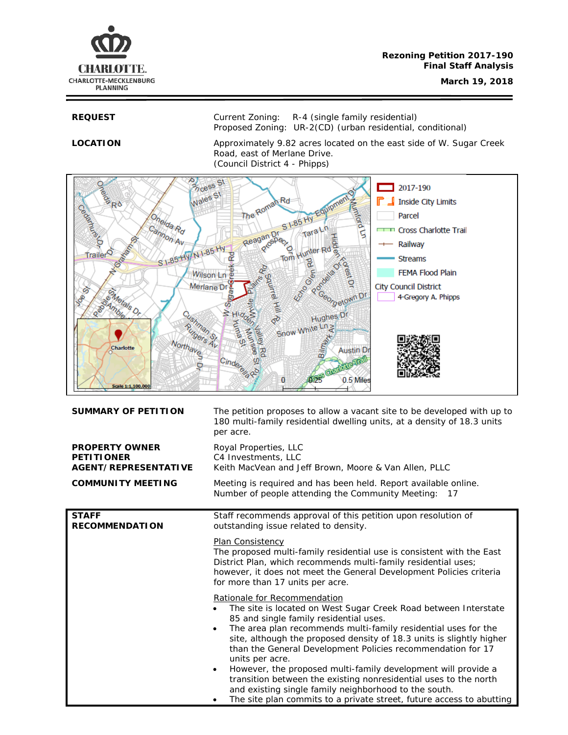**Rezoning Petition 2017-190**
**Final Staff Analysis**
**March 19, 2018**

| | |
|---|---|
| **REQUEST** | Current Zoning: R-4 (single family residential)<br>Proposed Zoning: UR-2(CD) (urban residential, conditional) |
| **LOCATION** | Approximately 9.82 acres located on the east side of W. Sugar Creek Road, east of Merlane Drive.<br>(Council District 4 - Phipps) |

| | |
|---|---|
| **SUMMARY OF PETITION** | The petition proposes to allow a vacant site to be developed with up to 180 multi-family residential dwelling units, at a density of 18.3 units per acre. |
| **PROPERTY OWNER**<br>**PETITIONER**<br>**AGENT/REPRESENTATIVE** | Royal Properties, LLC<br>C4 Investments, LLC<br>Keith MacVean and Jeff Brown, Moore & Van Allen, PLLC |
| **COMMUNITY MEETING** | Meeting is required and has been held. Report available online.<br>Number of people attending the Community Meeting: 17 |

**STAFF RECOMMENDATION**

Staff recommends approval of this petition upon resolution of outstanding issue related to density.

Plan Consistency

The proposed multi-family residential use is consistent with the East District Plan, which recommends multi-family residential uses; however, it does not meet the General Development Policies criteria for more than 17 units per acre.

Rationale for Recommendation

- The site is located on West Sugar Creek Road between Interstate 85 and single family residential uses.
- The area plan recommends multi-family residential uses for the site, although the proposed density of 18.3 units is slightly higher than the General Development Policies recommendation for 17 units per acre.
- However, the proposed multi-family development will provide a transition between the existing nonresidential uses to the north and existing single family neighborhood to the south.
- The site plan commits to a private street, future access to abutting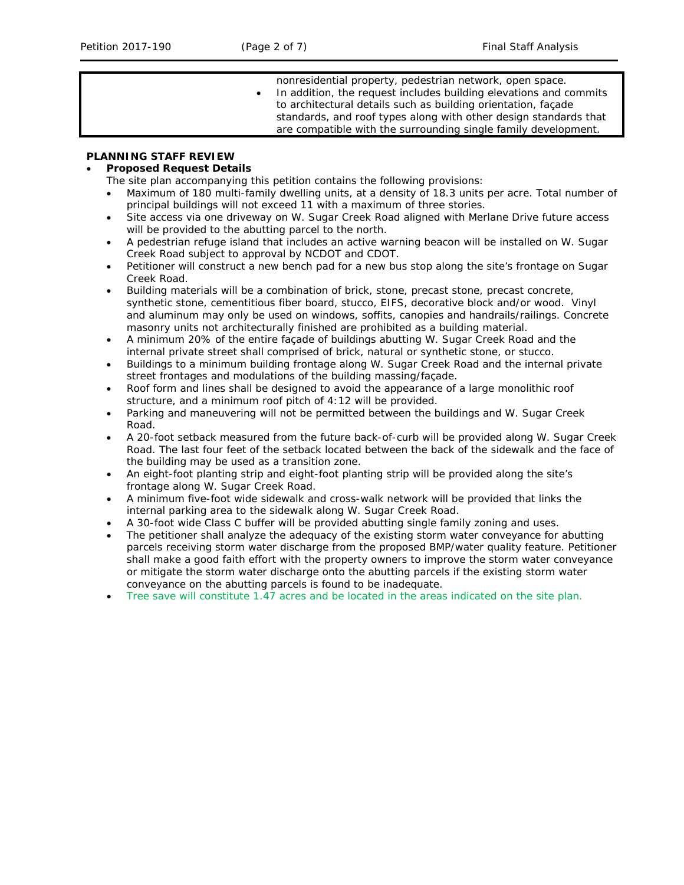| | |
|---|---|
| | nonresidential property, pedestrian network, open space.<br>• In addition, the request includes building elevations and commits to architectural details such as building orientation, façade standards, and roof types along with other design standards that are compatible with the surrounding single family development. |

**PLANNING STAFF REVIEW**

- **Proposed Request Details**

  The site plan accompanying this petition contains the following provisions:

  - Maximum of 180 multi-family dwelling units, at a density of 18.3 units per acre. Total number of principal buildings will not exceed 11 with a maximum of three stories.
  - Site access via one driveway on W. Sugar Creek Road aligned with Merlane Drive future access will be provided to the abutting parcel to the north.
  - A pedestrian refuge island that includes an active warning beacon will be installed on W. Sugar Creek Road subject to approval by NCDOT and CDOT.
  - Petitioner will construct a new bench pad for a new bus stop along the site's frontage on Sugar Creek Road.
  - Building materials will be a combination of brick, stone, precast stone, precast concrete, synthetic stone, cementitious fiber board, stucco, EIFS, decorative block and/or wood. Vinyl and aluminum may only be used on windows, soffits, canopies and handrails/railings. Concrete masonry units not architecturally finished are prohibited as a building material.
  - A minimum 20% of the entire façade of buildings abutting W. Sugar Creek Road and the internal private street shall comprised of brick, natural or synthetic stone, or stucco.
  - Buildings to a minimum building frontage along W. Sugar Creek Road and the internal private street frontages and modulations of the building massing/façade.
  - Roof form and lines shall be designed to avoid the appearance of a large monolithic roof structure, and a minimum roof pitch of 4:12 will be provided.
  - Parking and maneuvering will not be permitted between the buildings and W. Sugar Creek Road.
  - A 20-foot setback measured from the future back-of-curb will be provided along W. Sugar Creek Road. The last four feet of the setback located between the back of the sidewalk and the face of the building may be used as a transition zone.
  - An eight-foot planting strip and eight-foot planting strip will be provided along the site's frontage along W. Sugar Creek Road.
  - A minimum five-foot wide sidewalk and cross-walk network will be provided that links the internal parking area to the sidewalk along W. Sugar Creek Road.
  - A 30-foot wide Class C buffer will be provided abutting single family zoning and uses.
  - The petitioner shall analyze the adequacy of the existing storm water conveyance for abutting parcels receiving storm water discharge from the proposed BMP/water quality feature. Petitioner shall make a good faith effort with the property owners to improve the storm water conveyance or mitigate the storm water discharge onto the abutting parcels if the existing storm water conveyance on the abutting parcels is found to be inadequate.
  - Tree save will constitute 1.47 acres and be located in the areas indicated on the site plan.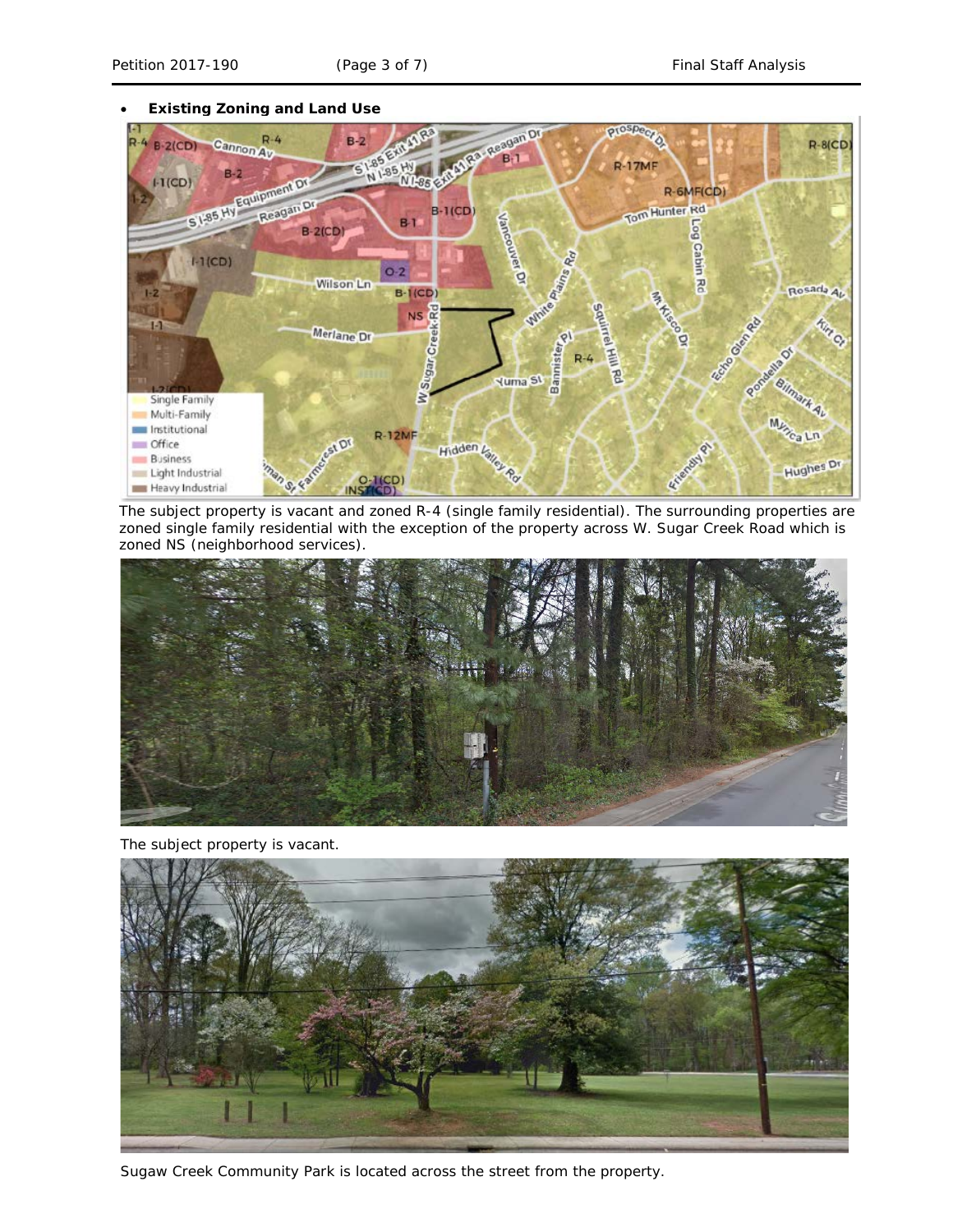- **Existing Zoning and Land Use**

The subject property is vacant and zoned R-4 (single family residential). The surrounding properties are zoned single family residential with the exception of the property across W. Sugar Creek Road which is zoned NS (neighborhood services).

The subject property is vacant.

Sugaw Creek Community Park is located across the street from the property.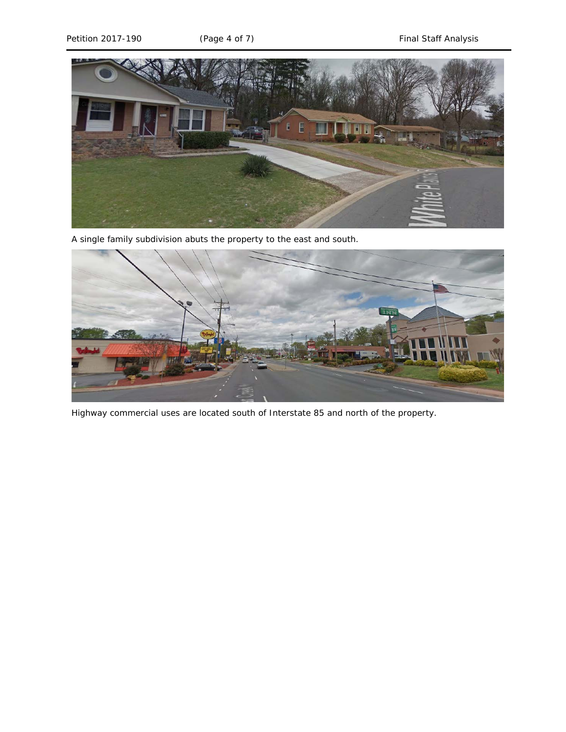A single family subdivision abuts the property to the east and south.

Highway commercial uses are located south of Interstate 85 and north of the property.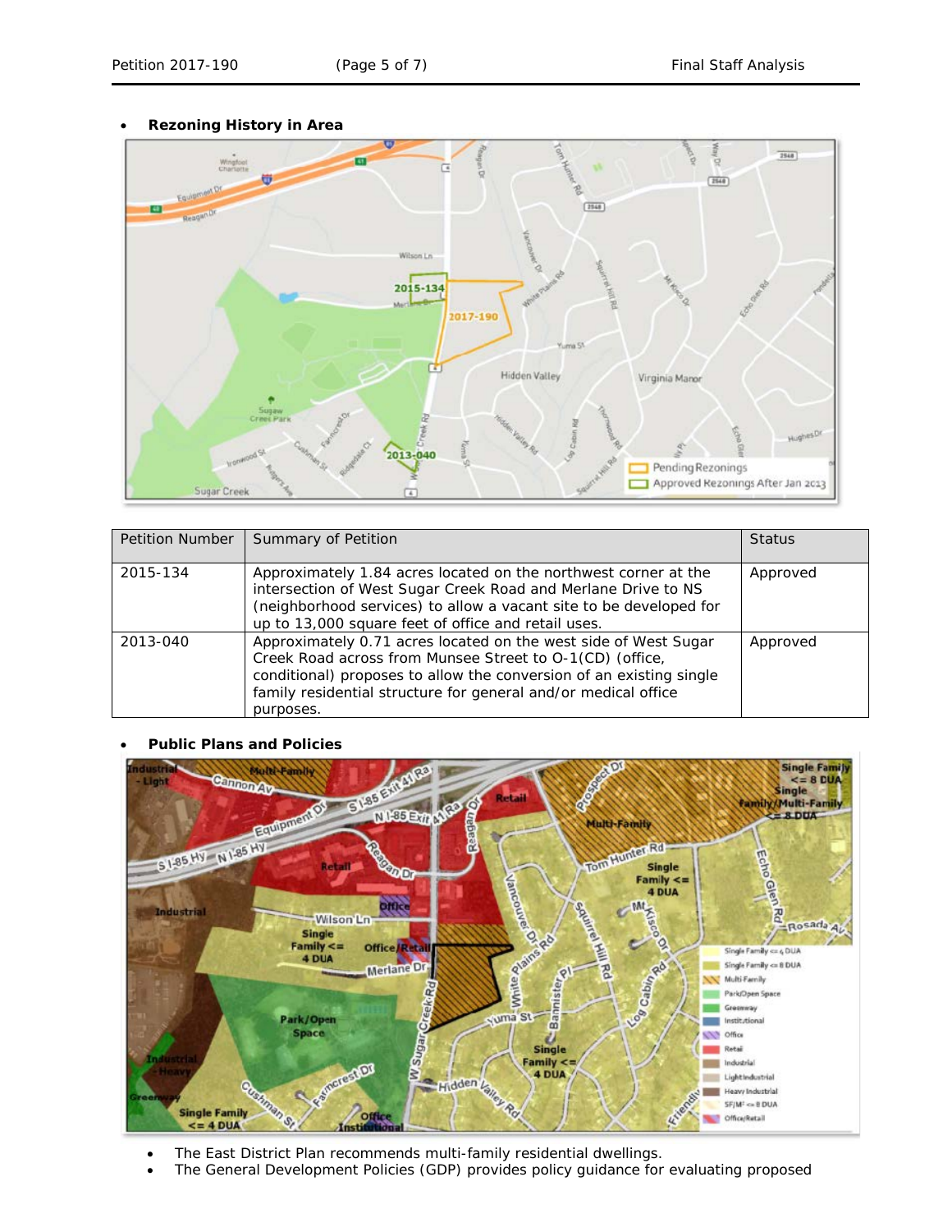- **Rezoning History in Area**

| Petition Number | Summary of Petition | Status |
|---|---|---|
| 2015-134 | Approximately 1.84 acres located on the northwest corner at the intersection of West Sugar Creek Road and Merlane Drive to NS (neighborhood services) to allow a vacant site to be developed for up to 13,000 square feet of office and retail uses. | Approved |
| 2013-040 | Approximately 0.71 acres located on the west side of West Sugar Creek Road across from Munsee Street to O-1(CD) (office, conditional) proposes to allow the conversion of an existing single family residential structure for general and/or medical office purposes. | Approved |

- **Public Plans and Policies**

- The East District Plan recommends multi-family residential dwellings.
- The General Development Policies (GDP) provides policy guidance for evaluating proposed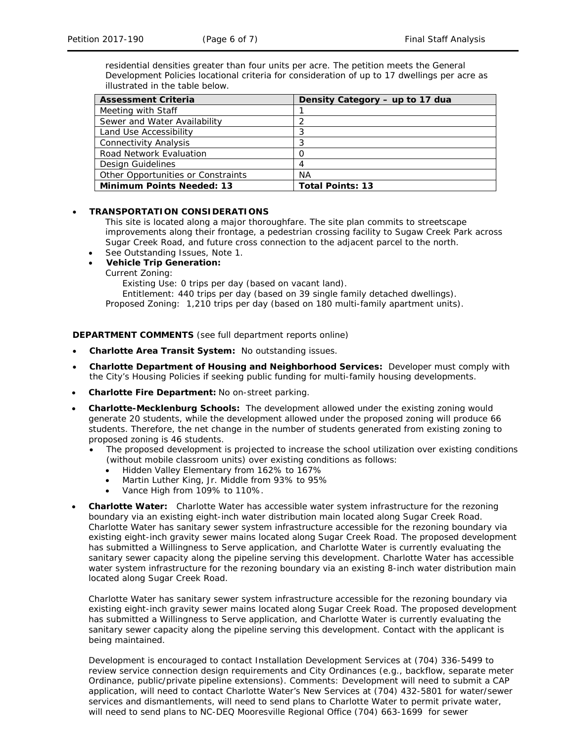residential densities greater than four units per acre. The petition meets the General Development Policies locational criteria for consideration of up to 17 dwellings per acre as illustrated in the table below.

| Assessment Criteria | Density Category – up to 17 dua |
|---|---|
| Meeting with Staff | 1 |
| Sewer and Water Availability | 2 |
| Land Use Accessibility | 3 |
| Connectivity Analysis | 3 |
| Road Network Evaluation | 0 |
| Design Guidelines | 4 |
| Other Opportunities or Constraints | NA |
| **Minimum Points Needed: 13** | **Total Points: 13** |

- **TRANSPORTATION CONSIDERATIONS**

  This site is located along a major thoroughfare. The site plan commits to streetscape improvements along their frontage, a pedestrian crossing facility to Sugaw Creek Park across Sugar Creek Road, and future cross connection to the adjacent parcel to the north.
  - See Outstanding Issues, Note 1.
  - **Vehicle Trip Generation:**

    Current Zoning:

    Existing Use: 0 trips per day (based on vacant land).

    Entitlement: 440 trips per day (based on 39 single family detached dwellings).

    Proposed Zoning: 1,210 trips per day (based on 180 multi-family apartment units).

**DEPARTMENT COMMENTS** (see full department reports online)

- **Charlotte Area Transit System:** No outstanding issues.
- **Charlotte Department of Housing and Neighborhood Services:** Developer must comply with the City's Housing Policies if seeking public funding for multi-family housing developments.
- **Charlotte Fire Department:** No on-street parking.
- **Charlotte-Mecklenburg Schools:** The development allowed under the existing zoning would generate 20 students, while the development allowed under the proposed zoning will produce 66 students. Therefore, the net change in the number of students generated from existing zoning to proposed zoning is 46 students.
  - The proposed development is projected to increase the school utilization over existing conditions (without mobile classroom units) over existing conditions as follows:
    - Hidden Valley Elementary from 162% to 167%
    - Martin Luther King, Jr. Middle from 93% to 95%
    - Vance High from 109% to 110%.
- **Charlotte Water:** Charlotte Water has accessible water system infrastructure for the rezoning boundary via an existing eight-inch water distribution main located along Sugar Creek Road. Charlotte Water has sanitary sewer system infrastructure accessible for the rezoning boundary via existing eight-inch gravity sewer mains located along Sugar Creek Road. The proposed development has submitted a Willingness to Serve application, and Charlotte Water is currently evaluating the sanitary sewer capacity along the pipeline serving this development. Charlotte Water has accessible water system infrastructure for the rezoning boundary via an existing 8-inch water distribution main located along Sugar Creek Road.

  Charlotte Water has sanitary sewer system infrastructure accessible for the rezoning boundary via existing eight-inch gravity sewer mains located along Sugar Creek Road. The proposed development has submitted a Willingness to Serve application, and Charlotte Water is currently evaluating the sanitary sewer capacity along the pipeline serving this development. Contact with the applicant is being maintained.

  Development is encouraged to contact Installation Development Services at (704) 336-5499 to review service connection design requirements and City Ordinances (e.g., backflow, separate meter Ordinance, public/private pipeline extensions). Comments: Development will need to submit a CAP application, will need to contact Charlotte Water's New Services at (704) 432-5801 for water/sewer services and dismantlements, will need to send plans to Charlotte Water to permit private water, will need to send plans to NC-DEQ Mooresville Regional Office (704) 663-1699 for sewer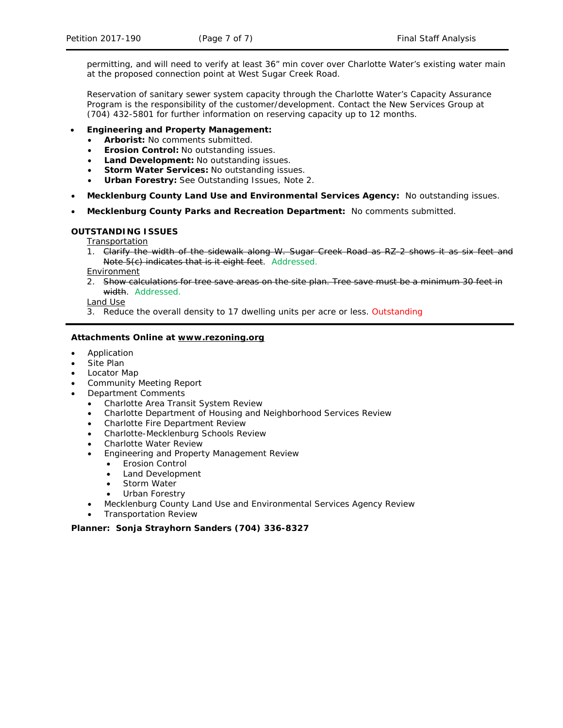permitting, and will need to verify at least 36" min cover over Charlotte Water's existing water main at the proposed connection point at West Sugar Creek Road.

Reservation of sanitary sewer system capacity through the Charlotte Water's Capacity Assurance Program is the responsibility of the customer/development. Contact the New Services Group at (704) 432-5801 for further information on reserving capacity up to 12 months.

- **Engineering and Property Management:**
  - **Arborist:** No comments submitted.
  - **Erosion Control:** No outstanding issues.
  - **Land Development:** No outstanding issues.
  - **Storm Water Services:** No outstanding issues.
  - **Urban Forestry:** See Outstanding Issues, Note 2.
- **Mecklenburg County Land Use and Environmental Services Agency:** No outstanding issues.
- **Mecklenburg County Parks and Recreation Department:** No comments submitted.

**OUTSTANDING ISSUES**

Transportation

1. ~~Clarify the width of the sidewalk along W. Sugar Creek Road as RZ-2 shows it as six feet and Note 5(c) indicates that is it eight feet.~~ Addressed.

Environment

2. ~~Show calculations for tree save areas on the site plan. Tree save must be a minimum 30 feet in width.~~ Addressed.

Land Use

3. Reduce the overall density to 17 dwelling units per acre or less. Outstanding

---

**Attachments Online at www.rezoning.org**

- Application
- Site Plan
- Locator Map
- Community Meeting Report
- Department Comments
  - Charlotte Area Transit System Review
  - Charlotte Department of Housing and Neighborhood Services Review
  - Charlotte Fire Department Review
  - Charlotte-Mecklenburg Schools Review
  - Charlotte Water Review
  - Engineering and Property Management Review
    - Erosion Control
    - Land Development
    - Storm Water
    - Urban Forestry
  - Mecklenburg County Land Use and Environmental Services Agency Review
  - Transportation Review

**Planner: Sonja Strayhorn Sanders (704) 336-8327**